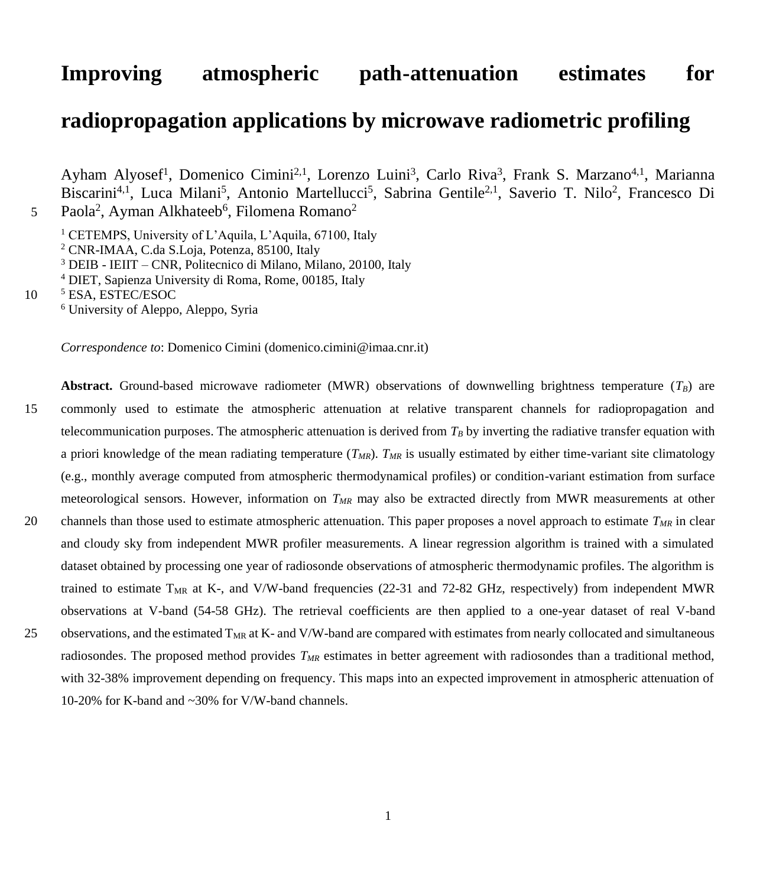# Improving atmospheric path-attenuation estimates for radiopropagation applications by microwave radiometric profiling

Ayham Alyosef[1], Domenico Cimini[2,1], Lorenzo Luini[3], Carlo Riva[3], Frank S. Marzano[4,1], Marianna Biscarini[4,1], Luca Milani[5], Antonio Martellucci[5], Sabrina Gentile[2,1], Saverio T. Nilo[2], Francesco Di Paola[2], Ayman Alkhateeb[6], Filomena Romano[2]

[1] CETEMPS, University of L'Aquila, L'Aquila, 67100, Italy
[2] CNR-IMAA, C.da S.Loja, Potenza, 85100, Italy
[3] DEIB - IEIIT – CNR, Politecnico di Milano, Milano, 20100, Italy
[4] DIET, Sapienza University di Roma, Rome, 00185, Italy
[5] ESA, ESTEC/ESOC
[6] University of Aleppo, Aleppo, Syria

*Correspondence to*: Domenico Cimini (domenico.cimini@imaa.cnr.it)

**Abstract.** Ground-based microwave radiometer (MWR) observations of downwelling brightness temperature ($T_B$) are commonly used to estimate the atmospheric attenuation at relative transparent channels for radiopropagation and telecommunication purposes. The atmospheric attenuation is derived from $T_B$ by inverting the radiative transfer equation with a priori knowledge of the mean radiating temperature ($T_{MR}$). $T_{MR}$ is usually estimated by either time-variant site climatology (e.g., monthly average computed from atmospheric thermodynamical profiles) or condition-variant estimation from surface meteorological sensors. However, information on $T_{MR}$ may also be extracted directly from MWR measurements at other channels than those used to estimate atmospheric attenuation. This paper proposes a novel approach to estimate $T_{MR}$ in clear and cloudy sky from independent MWR profiler measurements. A linear regression algorithm is trained with a simulated dataset obtained by processing one year of radiosonde observations of atmospheric thermodynamic profiles. The algorithm is trained to estimate $T_{MR}$ at K-, and V/W-band frequencies (22-31 and 72-82 GHz, respectively) from independent MWR observations at V-band (54-58 GHz). The retrieval coefficients are then applied to a one-year dataset of real V-band observations, and the estimated $T_{MR}$ at K- and V/W-band are compared with estimates from nearly collocated and simultaneous radiosondes. The proposed method provides $T_{MR}$ estimates in better agreement with radiosondes than a traditional method, with 32-38% improvement depending on frequency. This maps into an expected improvement in atmospheric attenuation of 10-20% for K-band and ~30% for V/W-band channels.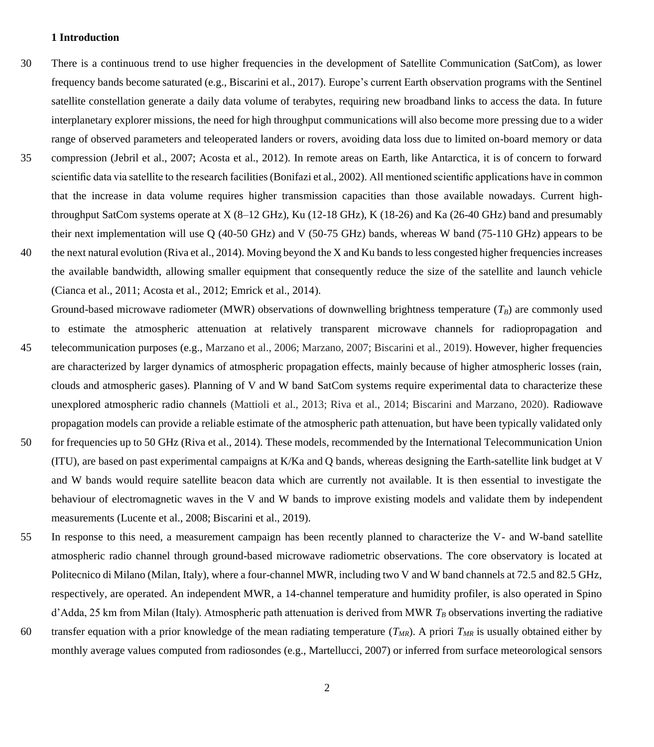## 1 Introduction

There is a continuous trend to use higher frequencies in the development of Satellite Communication (SatCom), as lower frequency bands become saturated (e.g., Biscarini et al., 2017). Europe's current Earth observation programs with the Sentinel satellite constellation generate a daily data volume of terabytes, requiring new broadband links to access the data. In future interplanetary explorer missions, the need for high throughput communications will also become more pressing due to a wider range of observed parameters and teleoperated landers or rovers, avoiding data loss due to limited on-board memory or data compression (Jebril et al., 2007; Acosta et al., 2012). In remote areas on Earth, like Antarctica, it is of concern to forward scientific data via satellite to the research facilities (Bonifazi et al., 2002). All mentioned scientific applications have in common that the increase in data volume requires higher transmission capacities than those available nowadays. Current high-throughput SatCom systems operate at X (8–12 GHz), Ku (12-18 GHz), K (18-26) and Ka (26-40 GHz) band and presumably their next implementation will use Q (40-50 GHz) and V (50-75 GHz) bands, whereas W band (75-110 GHz) appears to be the next natural evolution (Riva et al., 2014). Moving beyond the X and Ku bands to less congested higher frequencies increases the available bandwidth, allowing smaller equipment that consequently reduce the size of the satellite and launch vehicle (Cianca et al., 2011; Acosta et al., 2012; Emrick et al., 2014).

Ground-based microwave radiometer (MWR) observations of downwelling brightness temperature ($T_B$) are commonly used to estimate the atmospheric attenuation at relatively transparent microwave channels for radiopropagation and telecommunication purposes (e.g., Marzano et al., 2006; Marzano, 2007; Biscarini et al., 2019). However, higher frequencies are characterized by larger dynamics of atmospheric propagation effects, mainly because of higher atmospheric losses (rain, clouds and atmospheric gases). Planning of V and W band SatCom systems require experimental data to characterize these unexplored atmospheric radio channels (Mattioli et al., 2013; Riva et al., 2014; Biscarini and Marzano, 2020). Radiowave propagation models can provide a reliable estimate of the atmospheric path attenuation, but have been typically validated only for frequencies up to 50 GHz (Riva et al., 2014). These models, recommended by the International Telecommunication Union (ITU), are based on past experimental campaigns at K/Ka and Q bands, whereas designing the Earth-satellite link budget at V and W bands would require satellite beacon data which are currently not available. It is then essential to investigate the behaviour of electromagnetic waves in the V and W bands to improve existing models and validate them by independent measurements (Lucente et al., 2008; Biscarini et al., 2019).

In response to this need, a measurement campaign has been recently planned to characterize the V- and W-band satellite atmospheric radio channel through ground-based microwave radiometric observations. The core observatory is located at Politecnico di Milano (Milan, Italy), where a four-channel MWR, including two V and W band channels at 72.5 and 82.5 GHz, respectively, are operated. An independent MWR, a 14-channel temperature and humidity profiler, is also operated in Spino d'Adda, 25 km from Milan (Italy). Atmospheric path attenuation is derived from MWR $T_B$ observations inverting the radiative transfer equation with a prior knowledge of the mean radiating temperature ($T_{MR}$). A priori $T_{MR}$ is usually obtained either by monthly average values computed from radiosondes (e.g., Martellucci, 2007) or inferred from surface meteorological sensors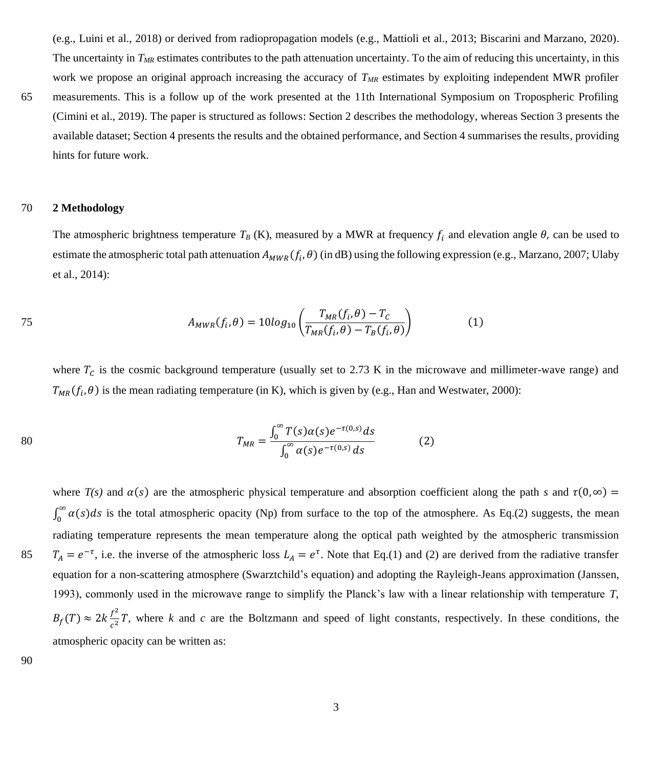(e.g., Luini et al., 2018) or derived from radiopropagation models (e.g., Mattioli et al., 2013; Biscarini and Marzano, 2020). The uncertainty in $T_{MR}$ estimates contributes to the path attenuation uncertainty. To the aim of reducing this uncertainty, in this work we propose an original approach increasing the accuracy of $T_{MR}$ estimates by exploiting independent MWR profiler measurements. This is a follow up of the work presented at the 11th International Symposium on Tropospheric Profiling (Cimini et al., 2019). The paper is structured as follows: Section 2 describes the methodology, whereas Section 3 presents the available dataset; Section 4 presents the results and the obtained performance, and Section 4 summarises the results, providing hints for future work.

## 2 Methodology

The atmospheric brightness temperature $T_B$ (K), measured by a MWR at frequency $f_i$ and elevation angle $\theta$, can be used to estimate the atmospheric total path attenuation $A_{MWR}(f_i,\theta)$ (in dB) using the following expression (e.g., Marzano, 2007; Ulaby et al., 2014):

$$A_{MWR}(f_i,\theta) = 10log_{10}\left(\frac{T_{MR}(f_i,\theta) - T_C}{T_{MR}(f_i,\theta) - T_B(f_i,\theta)}\right) \quad (1)$$

where $T_C$ is the cosmic background temperature (usually set to 2.73 K in the microwave and millimeter-wave range) and $T_{MR}(f_i,\theta)$ is the mean radiating temperature (in K), which is given by (e.g., Han and Westwater, 2000):

$$T_{MR} = \frac{\int_0^\infty T(s)\alpha(s)e^{-\tau(0,s)}ds}{\int_0^\infty \alpha(s)e^{-\tau(0,s)}\,ds} \quad (2)$$

where $T(s)$ and $\alpha(s)$ are the atmospheric physical temperature and absorption coefficient along the path $s$ and $\tau(0,\infty) = \int_0^\infty \alpha(s)ds$ is the total atmospheric opacity (Np) from surface to the top of the atmosphere. As Eq.(2) suggests, the mean radiating temperature represents the mean temperature along the optical path weighted by the atmospheric transmission $T_A = e^{-\tau}$, i.e. the inverse of the atmospheric loss $L_A = e^{\tau}$. Note that Eq.(1) and (2) are derived from the radiative transfer equation for a non-scattering atmosphere (Swarztchild's equation) and adopting the Rayleigh-Jeans approximation (Janssen, 1993), commonly used in the microwave range to simplify the Planck's law with a linear relationship with temperature $T$, $B_f(T) \approx 2k\frac{f^2}{c^2}T$, where $k$ and $c$ are the Boltzmann and speed of light constants, respectively. In these conditions, the atmospheric opacity can be written as: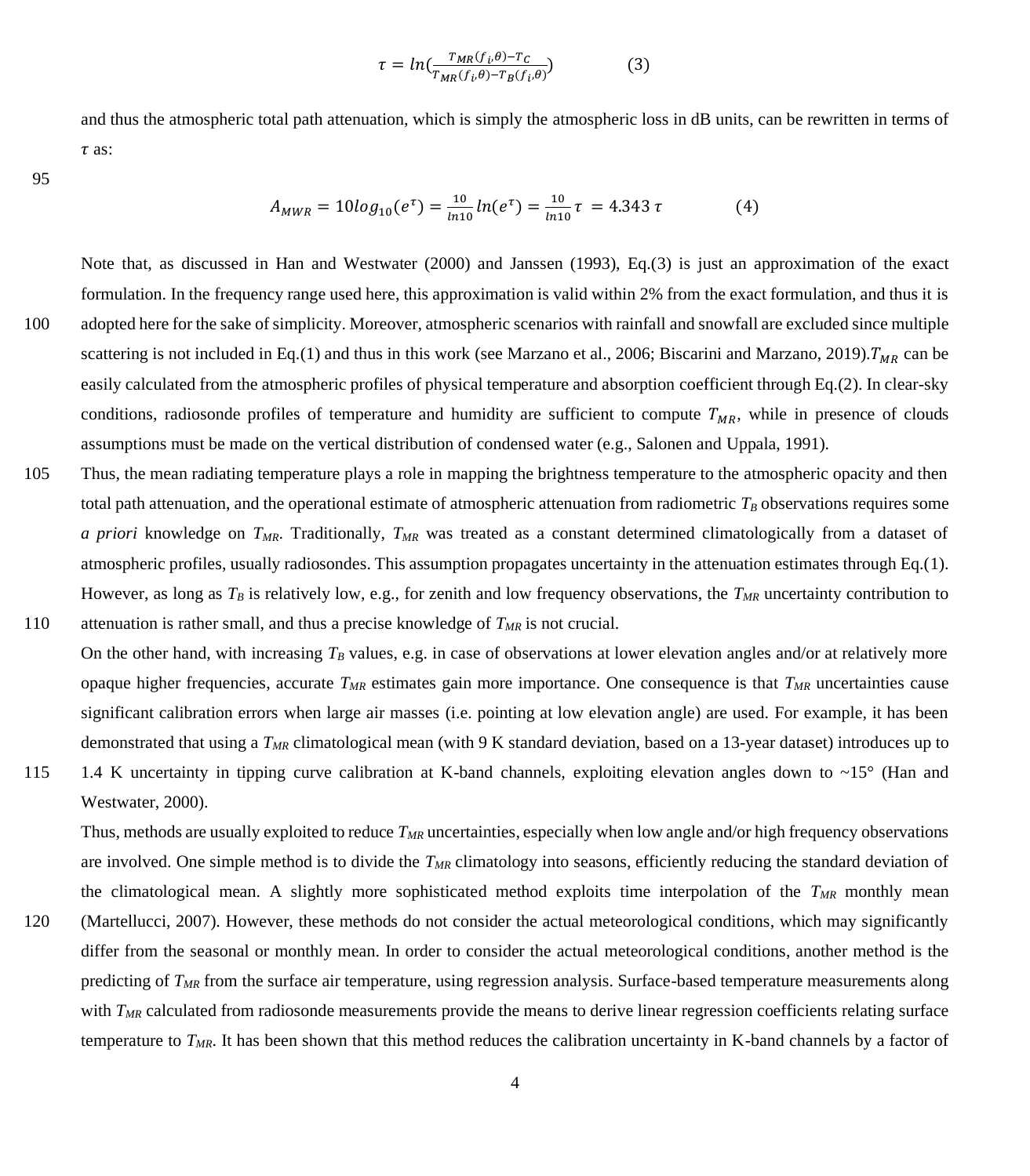$$\tau = ln(\frac{T_{MR}(f_i,\theta)-T_C}{T_{MR}(f_i,\theta)-T_B(f_i,\theta)}) \qquad (3)$$

and thus the atmospheric total path attenuation, which is simply the atmospheric loss in dB units, can be rewritten in terms of $\tau$ as:

$$A_{MWR} = 10log_{10}(e^{\tau}) = \frac{10}{ln10} ln(e^{\tau}) = \frac{10}{ln10}\tau = 4.343\,\tau \qquad (4)$$

Note that, as discussed in Han and Westwater (2000) and Janssen (1993), Eq.(3) is just an approximation of the exact formulation. In the frequency range used here, this approximation is valid within 2% from the exact formulation, and thus it is adopted here for the sake of simplicity. Moreover, atmospheric scenarios with rainfall and snowfall are excluded since multiple scattering is not included in Eq.(1) and thus in this work (see Marzano et al., 2006; Biscarini and Marzano, 2019).$T_{MR}$ can be easily calculated from the atmospheric profiles of physical temperature and absorption coefficient through Eq.(2). In clear-sky conditions, radiosonde profiles of temperature and humidity are sufficient to compute $T_{MR}$, while in presence of clouds assumptions must be made on the vertical distribution of condensed water (e.g., Salonen and Uppala, 1991).

Thus, the mean radiating temperature plays a role in mapping the brightness temperature to the atmospheric opacity and then total path attenuation, and the operational estimate of atmospheric attenuation from radiometric $T_B$ observations requires some *a priori* knowledge on $T_{MR}$. Traditionally, $T_{MR}$ was treated as a constant determined climatologically from a dataset of atmospheric profiles, usually radiosondes. This assumption propagates uncertainty in the attenuation estimates through Eq.(1). However, as long as $T_B$ is relatively low, e.g., for zenith and low frequency observations, the $T_{MR}$ uncertainty contribution to attenuation is rather small, and thus a precise knowledge of $T_{MR}$ is not crucial.

On the other hand, with increasing $T_B$ values, e.g. in case of observations at lower elevation angles and/or at relatively more opaque higher frequencies, accurate $T_{MR}$ estimates gain more importance. One consequence is that $T_{MR}$ uncertainties cause significant calibration errors when large air masses (i.e. pointing at low elevation angle) are used. For example, it has been demonstrated that using a $T_{MR}$ climatological mean (with 9 K standard deviation, based on a 13-year dataset) introduces up to 1.4 K uncertainty in tipping curve calibration at K-band channels, exploiting elevation angles down to ~15° (Han and Westwater, 2000).

Thus, methods are usually exploited to reduce $T_{MR}$ uncertainties, especially when low angle and/or high frequency observations are involved. One simple method is to divide the $T_{MR}$ climatology into seasons, efficiently reducing the standard deviation of the climatological mean. A slightly more sophisticated method exploits time interpolation of the $T_{MR}$ monthly mean (Martellucci, 2007). However, these methods do not consider the actual meteorological conditions, which may significantly differ from the seasonal or monthly mean. In order to consider the actual meteorological conditions, another method is the predicting of $T_{MR}$ from the surface air temperature, using regression analysis. Surface-based temperature measurements along with $T_{MR}$ calculated from radiosonde measurements provide the means to derive linear regression coefficients relating surface temperature to $T_{MR}$. It has been shown that this method reduces the calibration uncertainty in K-band channels by a factor of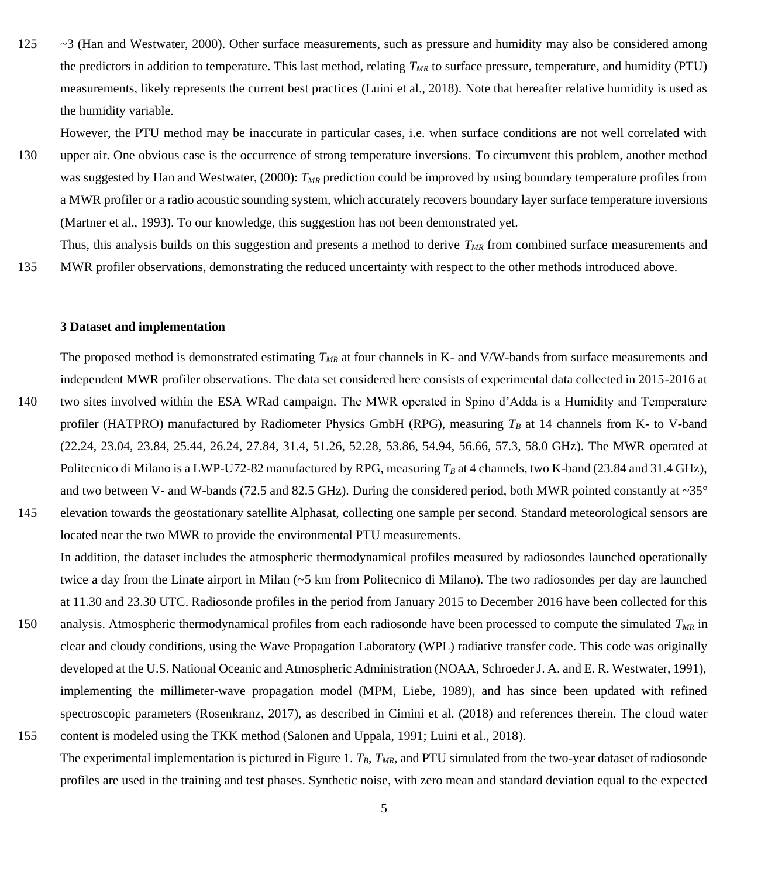~3 (Han and Westwater, 2000). Other surface measurements, such as pressure and humidity may also be considered among the predictors in addition to temperature. This last method, relating $T_{MR}$ to surface pressure, temperature, and humidity (PTU) measurements, likely represents the current best practices (Luini et al., 2018). Note that hereafter relative humidity is used as the humidity variable.

However, the PTU method may be inaccurate in particular cases, i.e. when surface conditions are not well correlated with upper air. One obvious case is the occurrence of strong temperature inversions. To circumvent this problem, another method was suggested by Han and Westwater, (2000): $T_{MR}$ prediction could be improved by using boundary temperature profiles from a MWR profiler or a radio acoustic sounding system, which accurately recovers boundary layer surface temperature inversions (Martner et al., 1993). To our knowledge, this suggestion has not been demonstrated yet.

Thus, this analysis builds on this suggestion and presents a method to derive $T_{MR}$ from combined surface measurements and MWR profiler observations, demonstrating the reduced uncertainty with respect to the other methods introduced above.

## 3 Dataset and implementation

The proposed method is demonstrated estimating $T_{MR}$ at four channels in K- and V/W-bands from surface measurements and independent MWR profiler observations. The data set considered here consists of experimental data collected in 2015-2016 at two sites involved within the ESA WRad campaign. The MWR operated in Spino d'Adda is a Humidity and Temperature profiler (HATPRO) manufactured by Radiometer Physics GmbH (RPG), measuring $T_B$ at 14 channels from K- to V-band (22.24, 23.04, 23.84, 25.44, 26.24, 27.84, 31.4, 51.26, 52.28, 53.86, 54.94, 56.66, 57.3, 58.0 GHz). The MWR operated at Politecnico di Milano is a LWP-U72-82 manufactured by RPG, measuring $T_B$ at 4 channels, two K-band (23.84 and 31.4 GHz), and two between V- and W-bands (72.5 and 82.5 GHz). During the considered period, both MWR pointed constantly at ~35° elevation towards the geostationary satellite Alphasat, collecting one sample per second. Standard meteorological sensors are located near the two MWR to provide the environmental PTU measurements.

In addition, the dataset includes the atmospheric thermodynamical profiles measured by radiosondes launched operationally twice a day from the Linate airport in Milan (~5 km from Politecnico di Milano). The two radiosondes per day are launched at 11.30 and 23.30 UTC. Radiosonde profiles in the period from January 2015 to December 2016 have been collected for this analysis. Atmospheric thermodynamical profiles from each radiosonde have been processed to compute the simulated $T_{MR}$ in clear and cloudy conditions, using the Wave Propagation Laboratory (WPL) radiative transfer code. This code was originally developed at the U.S. National Oceanic and Atmospheric Administration (NOAA, Schroeder J. A. and E. R. Westwater, 1991), implementing the millimeter-wave propagation model (MPM, Liebe, 1989), and has since been updated with refined spectroscopic parameters (Rosenkranz, 2017), as described in Cimini et al. (2018) and references therein. The cloud water content is modeled using the TKK method (Salonen and Uppala, 1991; Luini et al., 2018).

The experimental implementation is pictured in Figure 1. $T_B$, $T_{MR}$, and PTU simulated from the two-year dataset of radiosonde profiles are used in the training and test phases. Synthetic noise, with zero mean and standard deviation equal to the expected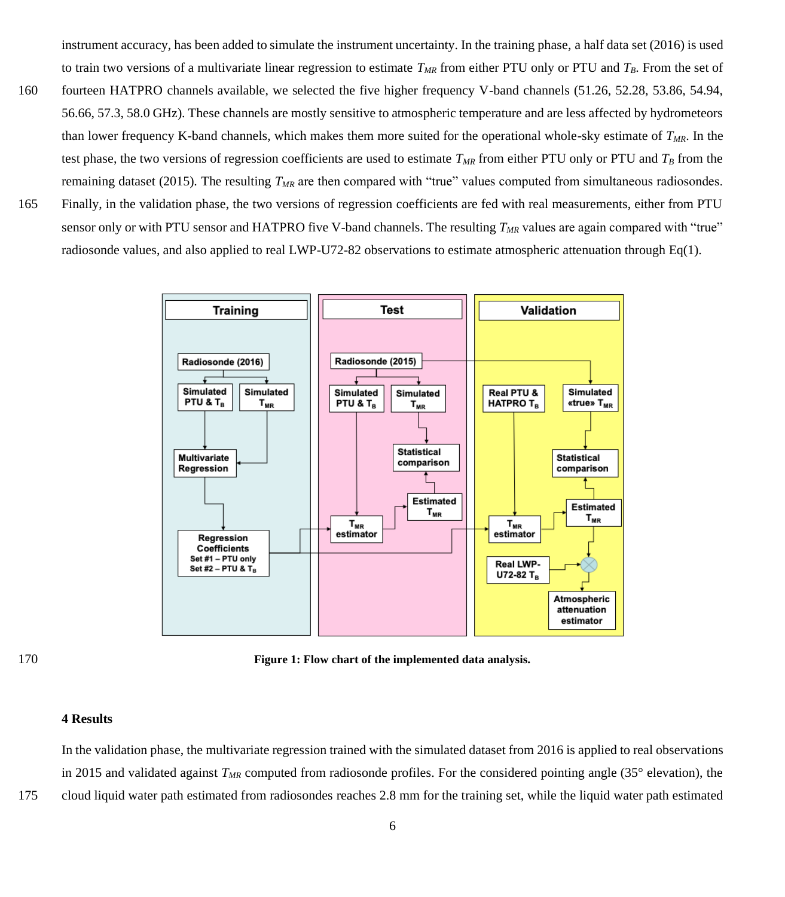instrument accuracy, has been added to simulate the instrument uncertainty. In the training phase, a half data set (2016) is used to train two versions of a multivariate linear regression to estimate $T_{MR}$ from either PTU only or PTU and $T_B$. From the set of fourteen HATPRO channels available, we selected the five higher frequency V-band channels (51.26, 52.28, 53.86, 54.94, 56.66, 57.3, 58.0 GHz). These channels are mostly sensitive to atmospheric temperature and are less affected by hydrometeors than lower frequency K-band channels, which makes them more suited for the operational whole-sky estimate of $T_{MR}$. In the test phase, the two versions of regression coefficients are used to estimate $T_{MR}$ from either PTU only or PTU and $T_B$ from the remaining dataset (2015). The resulting $T_{MR}$ are then compared with "true" values computed from simultaneous radiosondes. Finally, in the validation phase, the two versions of regression coefficients are fed with real measurements, either from PTU sensor only or with PTU sensor and HATPRO five V-band channels. The resulting $T_{MR}$ values are again compared with "true" radiosonde values, and also applied to real LWP-U72-82 observations to estimate atmospheric attenuation through Eq(1).

**Figure 1: Flow chart of the implemented data analysis.**

## 4 Results

In the validation phase, the multivariate regression trained with the simulated dataset from 2016 is applied to real observations in 2015 and validated against $T_{MR}$ computed from radiosonde profiles. For the considered pointing angle (35° elevation), the cloud liquid water path estimated from radiosondes reaches 2.8 mm for the training set, while the liquid water path estimated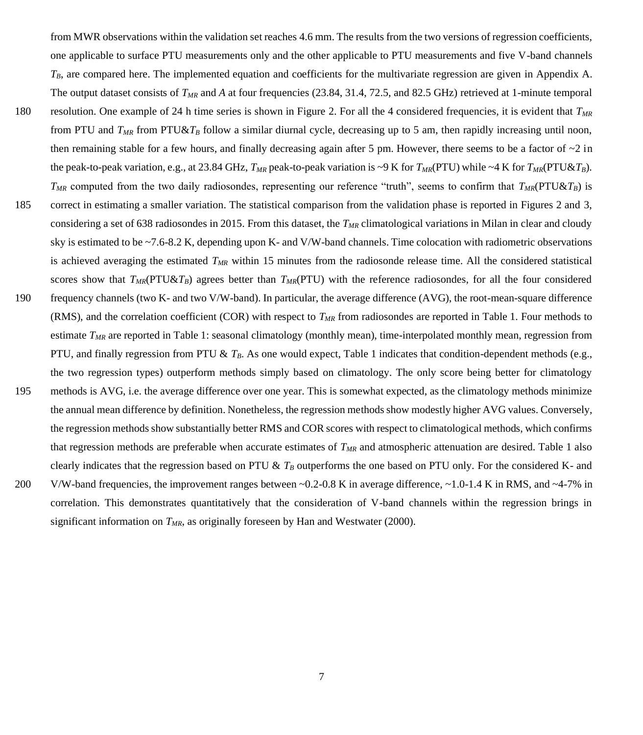from MWR observations within the validation set reaches 4.6 mm. The results from the two versions of regression coefficients, one applicable to surface PTU measurements only and the other applicable to PTU measurements and five V-band channels $T_B$, are compared here. The implemented equation and coefficients for the multivariate regression are given in Appendix A. The output dataset consists of $T_{MR}$ and $A$ at four frequencies (23.84, 31.4, 72.5, and 82.5 GHz) retrieved at 1-minute temporal resolution. One example of 24 h time series is shown in Figure 2. For all the 4 considered frequencies, it is evident that $T_{MR}$ from PTU and $T_{MR}$ from PTU&$T_B$ follow a similar diurnal cycle, decreasing up to 5 am, then rapidly increasing until noon, then remaining stable for a few hours, and finally decreasing again after 5 pm. However, there seems to be a factor of ~2 in the peak-to-peak variation, e.g., at 23.84 GHz, $T_{MR}$ peak-to-peak variation is ~9 K for $T_{MR}$(PTU) while ~4 K for $T_{MR}$(PTU&$T_B$). $T_{MR}$ computed from the two daily radiosondes, representing our reference "truth", seems to confirm that $T_{MR}$(PTU&$T_B$) is correct in estimating a smaller variation. The statistical comparison from the validation phase is reported in Figures 2 and 3, considering a set of 638 radiosondes in 2015. From this dataset, the $T_{MR}$ climatological variations in Milan in clear and cloudy sky is estimated to be ~7.6-8.2 K, depending upon K- and V/W-band channels. Time colocation with radiometric observations is achieved averaging the estimated $T_{MR}$ within 15 minutes from the radiosonde release time. All the considered statistical scores show that $T_{MR}$(PTU&$T_B$) agrees better than $T_{MR}$(PTU) with the reference radiosondes, for all the four considered frequency channels (two K- and two V/W-band). In particular, the average difference (AVG), the root-mean-square difference (RMS), and the correlation coefficient (COR) with respect to $T_{MR}$ from radiosondes are reported in Table 1. Four methods to estimate $T_{MR}$ are reported in Table 1: seasonal climatology (monthly mean), time-interpolated monthly mean, regression from PTU, and finally regression from PTU & $T_B$. As one would expect, Table 1 indicates that condition-dependent methods (e.g., the two regression types) outperform methods simply based on climatology. The only score being better for climatology methods is AVG, i.e. the average difference over one year. This is somewhat expected, as the climatology methods minimize the annual mean difference by definition. Nonetheless, the regression methods show modestly higher AVG values. Conversely, the regression methods show substantially better RMS and COR scores with respect to climatological methods, which confirms that regression methods are preferable when accurate estimates of $T_{MR}$ and atmospheric attenuation are desired. Table 1 also clearly indicates that the regression based on PTU & $T_B$ outperforms the one based on PTU only. For the considered K- and V/W-band frequencies, the improvement ranges between ~0.2-0.8 K in average difference, ~1.0-1.4 K in RMS, and ~4-7% in correlation. This demonstrates quantitatively that the consideration of V-band channels within the regression brings in significant information on $T_{MR}$, as originally foreseen by Han and Westwater (2000).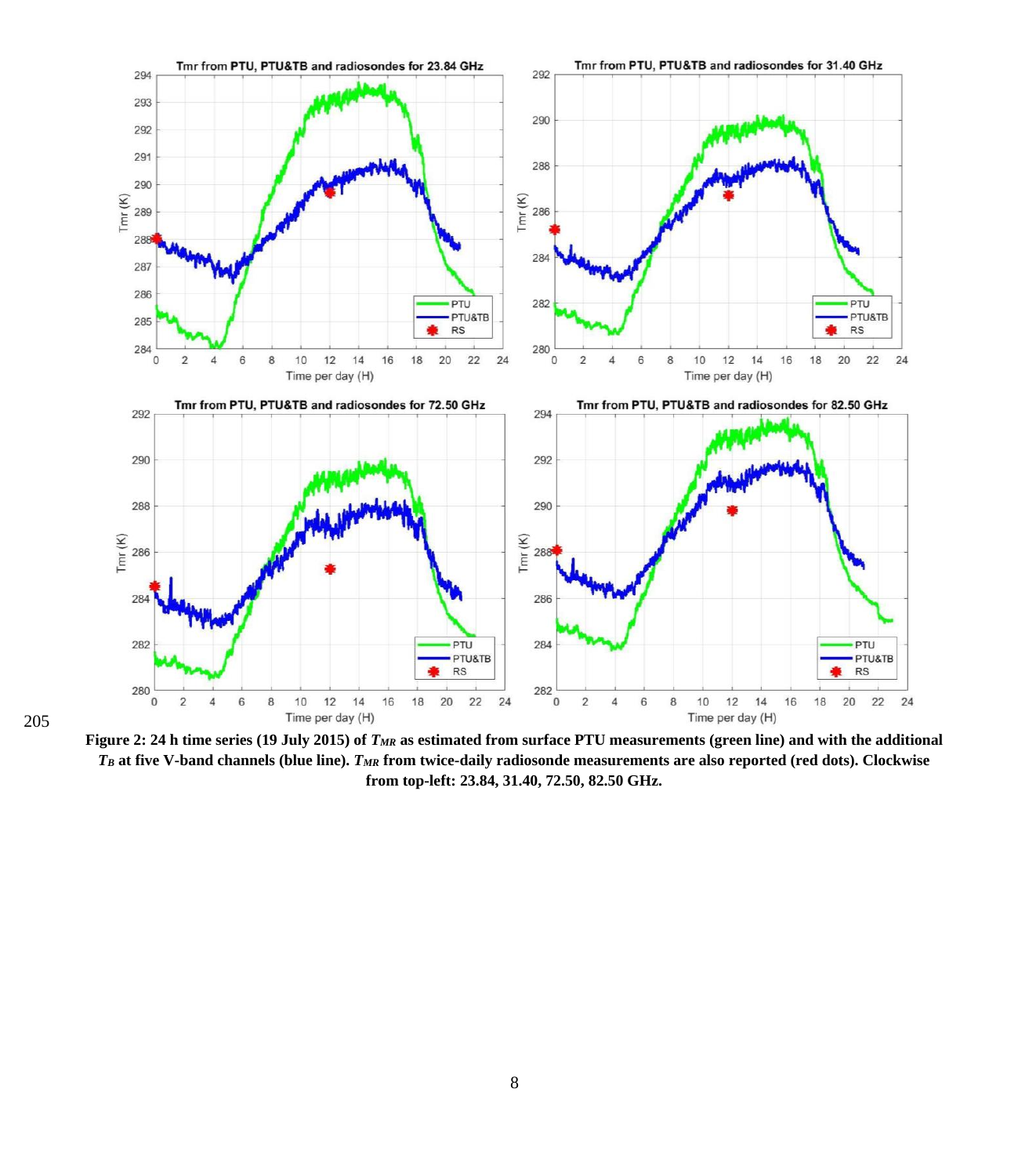**Figure 2: 24 h time series (19 July 2015) of $T_{MR}$ as estimated from surface PTU measurements (green line) and with the additional $T_B$ at five V-band channels (blue line). $T_{MR}$ from twice-daily radiosonde measurements are also reported (red dots). Clockwise from top-left: 23.84, 31.40, 72.50, 82.50 GHz.**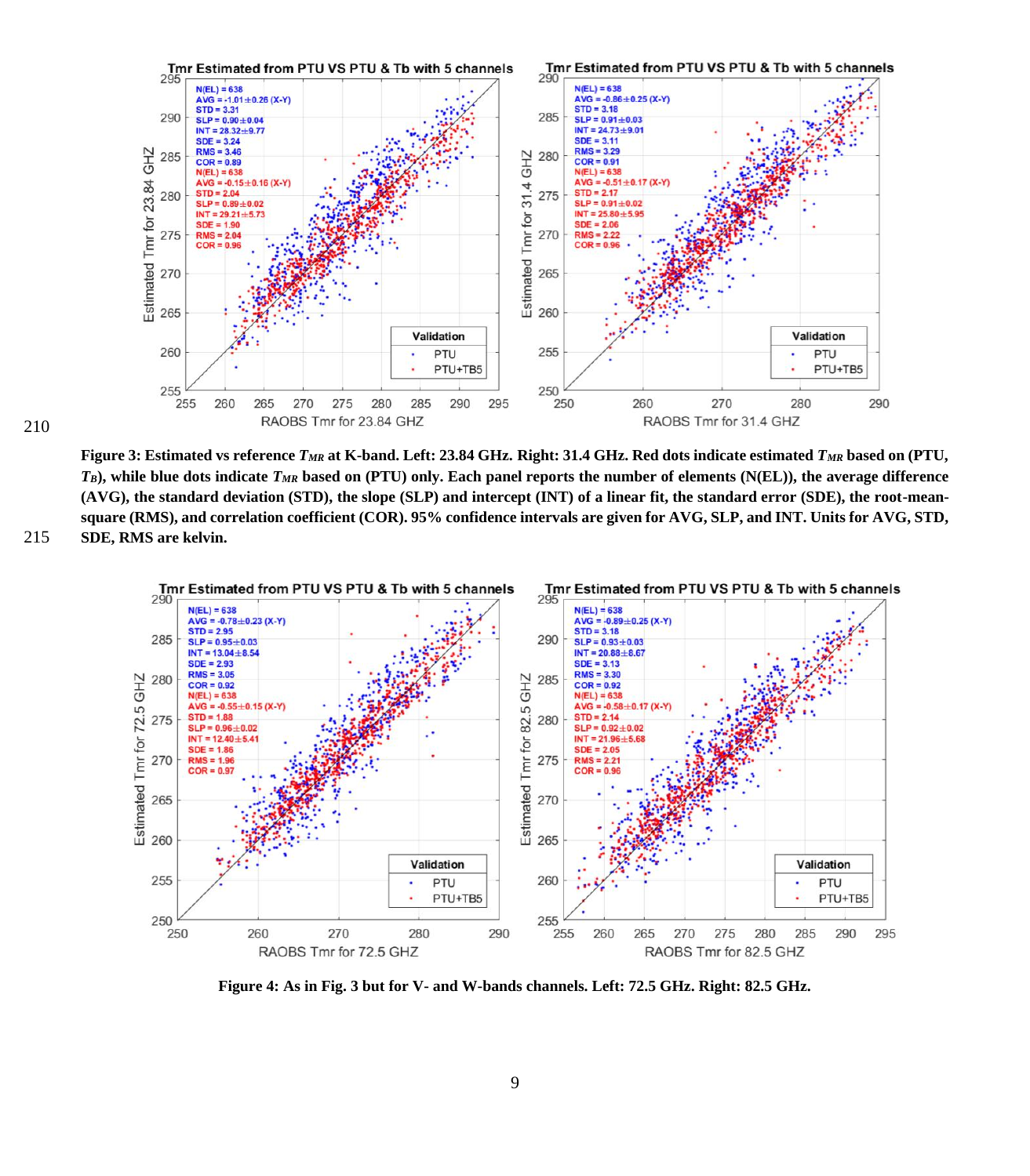**Figure 3: Estimated vs reference $T_{MR}$ at K-band. Left: 23.84 GHz. Right: 31.4 GHz. Red dots indicate estimated $T_{MR}$ based on (PTU, $T_B$), while blue dots indicate $T_{MR}$ based on (PTU) only. Each panel reports the number of elements (N(EL)), the average difference (AVG), the standard deviation (STD), the slope (SLP) and intercept (INT) of a linear fit, the standard error (SDE), the root-mean-square (RMS), and correlation coefficient (COR). 95% confidence intervals are given for AVG, SLP, and INT. Units for AVG, STD, SDE, RMS are kelvin.**

**Figure 4: As in Fig. 3 but for V- and W-bands channels. Left: 72.5 GHz. Right: 82.5 GHz.**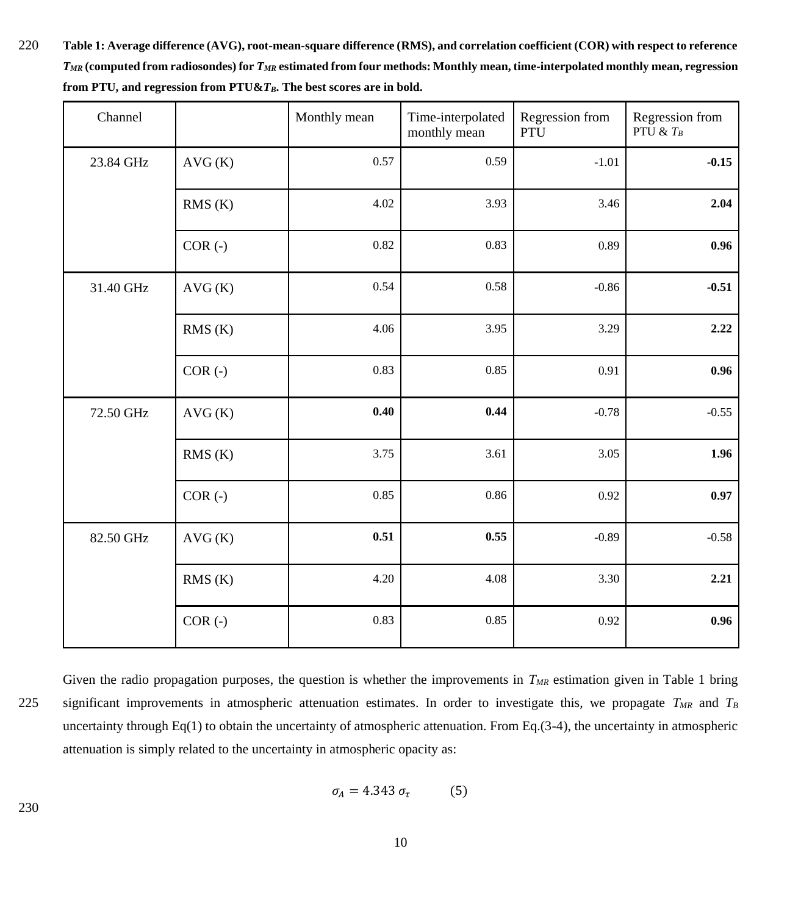**Table 1: Average difference (AVG), root-mean-square difference (RMS), and correlation coefficient (COR) with respect to reference $T_{MR}$ (computed from radiosondes) for $T_{MR}$ estimated from four methods: Monthly mean, time-interpolated monthly mean, regression from PTU, and regression from PTU&$T_B$. The best scores are in bold.**

| Channel | | Monthly mean | Time-interpolated monthly mean | Regression from PTU | Regression from PTU & $T_B$ |
|---|---|---|---|---|---|
| 23.84 GHz | AVG (K) | 0.57 | 0.59 | -1.01 | **-0.15** |
| | RMS (K) | 4.02 | 3.93 | 3.46 | **2.04** |
| | COR (-) | 0.82 | 0.83 | 0.89 | **0.96** |
| 31.40 GHz | AVG (K) | 0.54 | 0.58 | -0.86 | **-0.51** |
| | RMS (K) | 4.06 | 3.95 | 3.29 | **2.22** |
| | COR (-) | 0.83 | 0.85 | 0.91 | **0.96** |
| 72.50 GHz | AVG (K) | **0.40** | **0.44** | -0.78 | -0.55 |
| | RMS (K) | 3.75 | 3.61 | 3.05 | **1.96** |
| | COR (-) | 0.85 | 0.86 | 0.92 | **0.97** |
| 82.50 GHz | AVG (K) | **0.51** | **0.55** | -0.89 | -0.58 |
| | RMS (K) | 4.20 | 4.08 | 3.30 | **2.21** |
| | COR (-) | 0.83 | 0.85 | 0.92 | **0.96** |

Given the radio propagation purposes, the question is whether the improvements in $T_{MR}$ estimation given in Table 1 bring significant improvements in atmospheric attenuation estimates. In order to investigate this, we propagate $T_{MR}$ and $T_B$ uncertainty through Eq(1) to obtain the uncertainty of atmospheric attenuation. From Eq.(3-4), the uncertainty in atmospheric attenuation is simply related to the uncertainty in atmospheric opacity as:

$$\sigma_A = 4.343\ \sigma_\tau \qquad (5)$$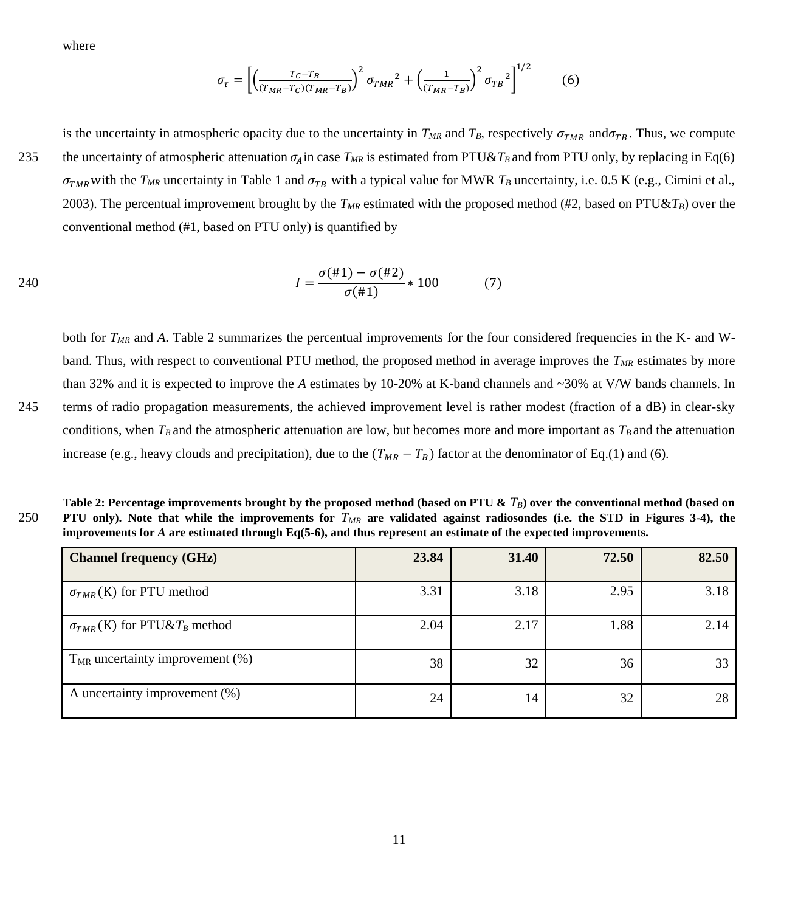where

$$\sigma_\tau = \left[\left(\frac{T_C - T_B}{(T_{MR} - T_C)(T_{MR} - T_B)}\right)^2 \sigma_{TMR}{}^2 + \left(\frac{1}{(T_{MR} - T_B)}\right)^2 \sigma_{TB}{}^2\right]^{1/2} \qquad (6)$$

is the uncertainty in atmospheric opacity due to the uncertainty in $T_{MR}$ and $T_B$, respectively $\sigma_{TMR}$ and $\sigma_{TB}$. Thus, we compute the uncertainty of atmospheric attenuation $\sigma_A$ in case $T_{MR}$ is estimated from PTU&$T_B$ and from PTU only, by replacing in Eq(6) $\sigma_{TMR}$ with the $T_{MR}$ uncertainty in Table 1 and $\sigma_{TB}$ with a typical value for MWR $T_B$ uncertainty, i.e. 0.5 K (e.g., Cimini et al., 2003). The percentual improvement brought by the $T_{MR}$ estimated with the proposed method (#2, based on PTU&$T_B$) over the conventional method (#1, based on PTU only) is quantified by

$$I = \frac{\sigma(\#1) - \sigma(\#2)}{\sigma(\#1)} * 100 \qquad (7)$$

both for $T_{MR}$ and $A$. Table 2 summarizes the percentual improvements for the four considered frequencies in the K- and W-band. Thus, with respect to conventional PTU method, the proposed method in average improves the $T_{MR}$ estimates by more than 32% and it is expected to improve the $A$ estimates by 10-20% at K-band channels and ~30% at V/W bands channels. In terms of radio propagation measurements, the achieved improvement level is rather modest (fraction of a dB) in clear-sky conditions, when $T_B$ and the atmospheric attenuation are low, but becomes more and more important as $T_B$ and the attenuation increase (e.g., heavy clouds and precipitation), due to the $(T_{MR} - T_B)$ factor at the denominator of Eq.(1) and (6).

**Table 2: Percentage improvements brought by the proposed method (based on PTU & $T_B$) over the conventional method (based on PTU only). Note that while the improvements for $T_{MR}$ are validated against radiosondes (i.e. the STD in Figures 3-4), the improvements for *A* are estimated through Eq(5-6), and thus represent an estimate of the expected improvements.**

| **Channel frequency (GHz)** | **23.84** | **31.40** | **72.50** | **82.50** |
|---|---|---|---|---|
| $\sigma_{TMR}$ (K) for PTU method | 3.31 | 3.18 | 2.95 | 3.18 |
| $\sigma_{TMR}$ (K) for PTU&$T_B$ method | 2.04 | 2.17 | 1.88 | 2.14 |
| $T_{MR}$ uncertainty improvement (%) | 38 | 32 | 36 | 33 |
| A uncertainty improvement (%) | 24 | 14 | 32 | 28 |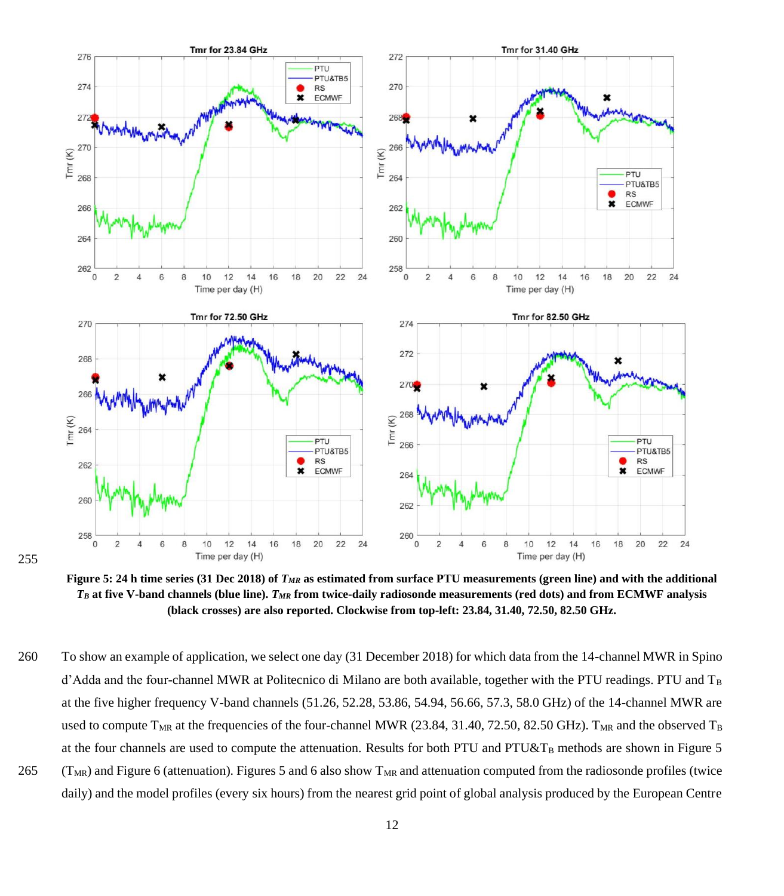**Figure 5: 24 h time series (31 Dec 2018) of $T_{MR}$ as estimated from surface PTU measurements (green line) and with the additional $T_B$ at five V-band channels (blue line). $T_{MR}$ from twice-daily radiosonde measurements (red dots) and from ECMWF analysis (black crosses) are also reported. Clockwise from top-left: 23.84, 31.40, 72.50, 82.50 GHz.**

To show an example of application, we select one day (31 December 2018) for which data from the 14-channel MWR in Spino d'Adda and the four-channel MWR at Politecnico di Milano are both available, together with the PTU readings. PTU and $T_B$ at the five higher frequency V-band channels (51.26, 52.28, 53.86, 54.94, 56.66, 57.3, 58.0 GHz) of the 14-channel MWR are used to compute $T_{MR}$ at the frequencies of the four-channel MWR (23.84, 31.40, 72.50, 82.50 GHz). $T_{MR}$ and the observed $T_B$ at the four channels are used to compute the attenuation. Results for both PTU and PTU&$T_B$ methods are shown in Figure 5 ($T_{MR}$) and Figure 6 (attenuation). Figures 5 and 6 also show $T_{MR}$ and attenuation computed from the radiosonde profiles (twice daily) and the model profiles (every six hours) from the nearest grid point of global analysis produced by the European Centre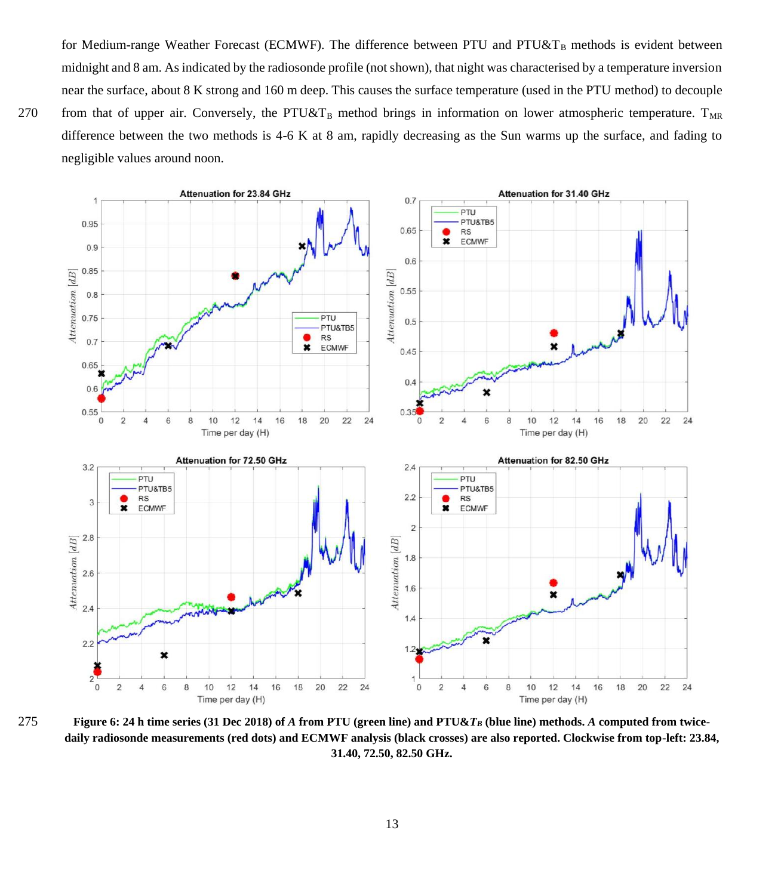for Medium-range Weather Forecast (ECMWF). The difference between PTU and PTU&$T_B$ methods is evident between midnight and 8 am. As indicated by the radiosonde profile (not shown), that night was characterised by a temperature inversion near the surface, about 8 K strong and 160 m deep. This causes the surface temperature (used in the PTU method) to decouple from that of upper air. Conversely, the PTU&$T_B$ method brings in information on lower atmospheric temperature. $T_{MR}$ difference between the two methods is 4-6 K at 8 am, rapidly decreasing as the Sun warms up the surface, and fading to negligible values around noon.

**Figure 6: 24 h time series (31 Dec 2018) of *A* from PTU (green line) and PTU&$T_B$ (blue line) methods. *A* computed from twice-daily radiosonde measurements (red dots) and ECMWF analysis (black crosses) are also reported. Clockwise from top-left: 23.84, 31.40, 72.50, 82.50 GHz.**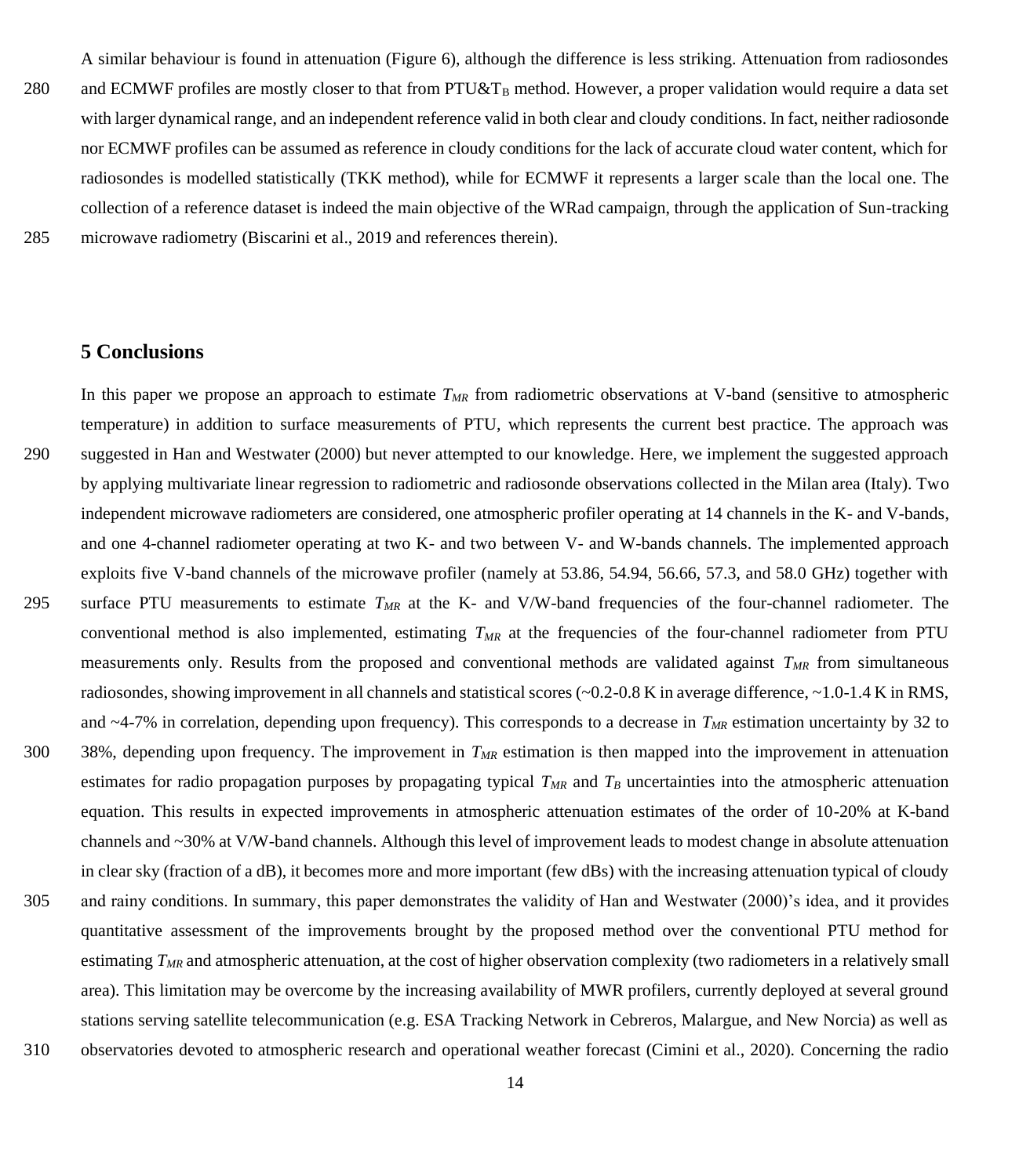A similar behaviour is found in attenuation (Figure 6), although the difference is less striking. Attenuation from radiosondes and ECMWF profiles are mostly closer to that from PTU&$T_B$ method. However, a proper validation would require a data set with larger dynamical range, and an independent reference valid in both clear and cloudy conditions. In fact, neither radiosonde nor ECMWF profiles can be assumed as reference in cloudy conditions for the lack of accurate cloud water content, which for radiosondes is modelled statistically (TKK method), while for ECMWF it represents a larger scale than the local one. The collection of a reference dataset is indeed the main objective of the WRad campaign, through the application of Sun-tracking microwave radiometry (Biscarini et al., 2019 and references therein).

## 5 Conclusions

In this paper we propose an approach to estimate $T_{MR}$ from radiometric observations at V-band (sensitive to atmospheric temperature) in addition to surface measurements of PTU, which represents the current best practice. The approach was suggested in Han and Westwater (2000) but never attempted to our knowledge. Here, we implement the suggested approach by applying multivariate linear regression to radiometric and radiosonde observations collected in the Milan area (Italy). Two independent microwave radiometers are considered, one atmospheric profiler operating at 14 channels in the K- and V-bands, and one 4-channel radiometer operating at two K- and two between V- and W-bands channels. The implemented approach exploits five V-band channels of the microwave profiler (namely at 53.86, 54.94, 56.66, 57.3, and 58.0 GHz) together with surface PTU measurements to estimate $T_{MR}$ at the K- and V/W-band frequencies of the four-channel radiometer. The conventional method is also implemented, estimating $T_{MR}$ at the frequencies of the four-channel radiometer from PTU measurements only. Results from the proposed and conventional methods are validated against $T_{MR}$ from simultaneous radiosondes, showing improvement in all channels and statistical scores (~0.2-0.8 K in average difference, ~1.0-1.4 K in RMS, and ~4-7% in correlation, depending upon frequency). This corresponds to a decrease in $T_{MR}$ estimation uncertainty by 32 to 38%, depending upon frequency. The improvement in $T_{MR}$ estimation is then mapped into the improvement in attenuation estimates for radio propagation purposes by propagating typical $T_{MR}$ and $T_B$ uncertainties into the atmospheric attenuation equation. This results in expected improvements in atmospheric attenuation estimates of the order of 10-20% at K-band channels and ~30% at V/W-band channels. Although this level of improvement leads to modest change in absolute attenuation in clear sky (fraction of a dB), it becomes more and more important (few dBs) with the increasing attenuation typical of cloudy and rainy conditions. In summary, this paper demonstrates the validity of Han and Westwater (2000)'s idea, and it provides quantitative assessment of the improvements brought by the proposed method over the conventional PTU method for estimating $T_{MR}$ and atmospheric attenuation, at the cost of higher observation complexity (two radiometers in a relatively small area). This limitation may be overcome by the increasing availability of MWR profilers, currently deployed at several ground stations serving satellite telecommunication (e.g. ESA Tracking Network in Cebreros, Malargue, and New Norcia) as well as observatories devoted to atmospheric research and operational weather forecast (Cimini et al., 2020). Concerning the radio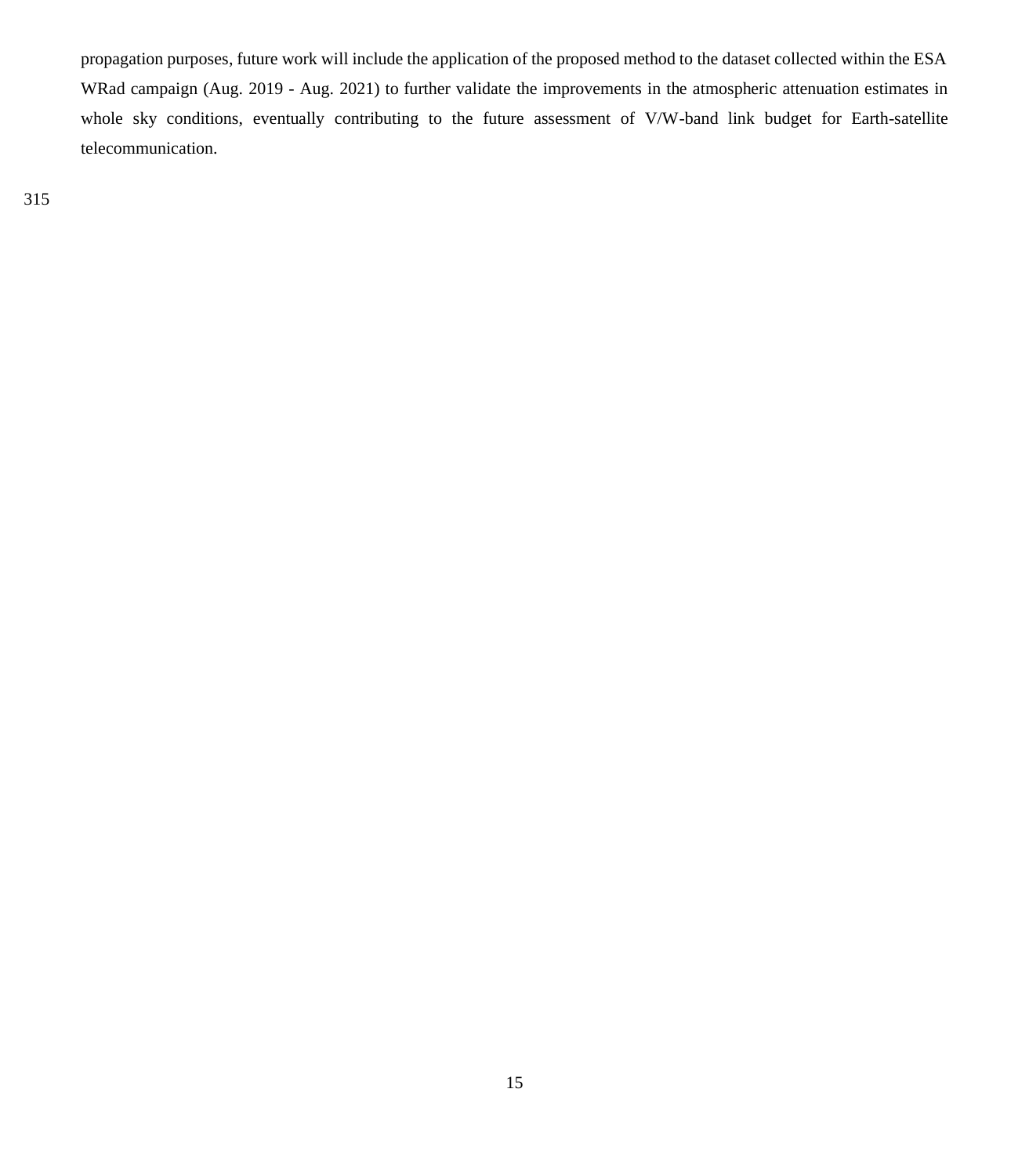propagation purposes, future work will include the application of the proposed method to the dataset collected within the ESA WRad campaign (Aug. 2019 - Aug. 2021) to further validate the improvements in the atmospheric attenuation estimates in whole sky conditions, eventually contributing to the future assessment of V/W-band link budget for Earth-satellite telecommunication.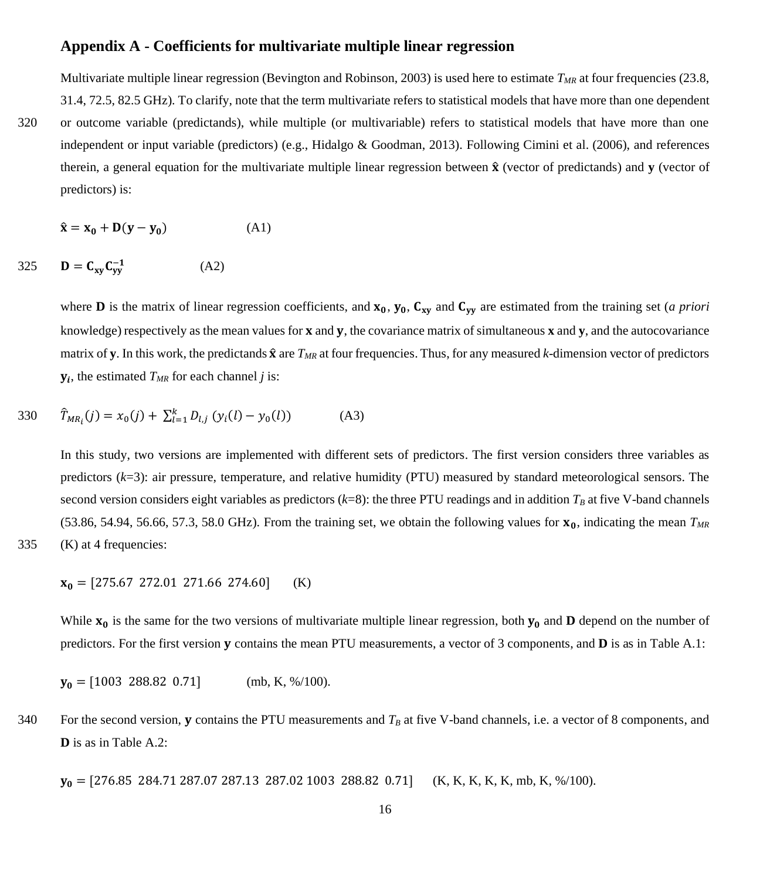## Appendix A - Coefficients for multivariate multiple linear regression

Multivariate multiple linear regression (Bevington and Robinson, 2003) is used here to estimate $T_{MR}$ at four frequencies (23.8, 31.4, 72.5, 82.5 GHz). To clarify, note that the term multivariate refers to statistical models that have more than one dependent or outcome variable (predictands), while multiple (or multivariable) refers to statistical models that have more than one independent or input variable (predictors) (e.g., Hidalgo & Goodman, 2013). Following Cimini et al. (2006), and references therein, a general equation for the multivariate multiple linear regression between $\hat{\mathbf{x}}$ (vector of predictands) and $\mathbf{y}$ (vector of predictors) is:

$$\hat{\mathbf{x}} = \mathbf{x_0} + \mathbf{D}(\mathbf{y} - \mathbf{y_0}) \qquad \text{(A1)}$$

$$\mathbf{D} = \mathbf{C_{xy}} \mathbf{C_{yy}^{-1}} \qquad \text{(A2)}$$

where $\mathbf{D}$ is the matrix of linear regression coefficients, and $\mathbf{x_0}$, $\mathbf{y_0}$, $\mathbf{C_{xy}}$ and $\mathbf{C_{yy}}$ are estimated from the training set (*a priori* knowledge) respectively as the mean values for $\mathbf{x}$ and $\mathbf{y}$, the covariance matrix of simultaneous $\mathbf{x}$ and $\mathbf{y}$, and the autocovariance matrix of $\mathbf{y}$. In this work, the predictands $\hat{\mathbf{x}}$ are $T_{MR}$ at four frequencies. Thus, for any measured *k*-dimension vector of predictors $\mathbf{y}_i$, the estimated $T_{MR}$ for each channel *j* is:

$$\hat{T}_{MR_i}(j) = x_0(j) + \sum_{l=1}^{k} D_{l,j} \left(y_i(l) - y_0(l)\right) \qquad \text{(A3)}$$

In this study, two versions are implemented with different sets of predictors. The first version considers three variables as predictors ($k$=3): air pressure, temperature, and relative humidity (PTU) measured by standard meteorological sensors. The second version considers eight variables as predictors ($k$=8): the three PTU readings and in addition $T_B$ at five V-band channels (53.86, 54.94, 56.66, 57.3, 58.0 GHz). From the training set, we obtain the following values for $\mathbf{x_0}$, indicating the mean $T_{MR}$ (K) at 4 frequencies:

$$\mathbf{x_0} = [275.67 \;\; 272.01 \;\; 271.66 \;\; 274.60] \qquad \text{(K)}$$

While $\mathbf{x_0}$ is the same for the two versions of multivariate multiple linear regression, both $\mathbf{y_0}$ and $\mathbf{D}$ depend on the number of predictors. For the first version $\mathbf{y}$ contains the mean PTU measurements, a vector of 3 components, and $\mathbf{D}$ is as in Table A.1:

$$\mathbf{y_0} = [1003 \;\; 288.82 \;\; 0.71] \qquad \text{(mb, K, \%/100).}$$

For the second version, $\mathbf{y}$ contains the PTU measurements and $T_B$ at five V-band channels, i.e. a vector of 8 components, and $\mathbf{D}$ is as in Table A.2:

$$\mathbf{y_0} = [276.85 \;\; 284.71 \;\; 287.07 \;\; 287.13 \;\; 287.02 \;\; 1003 \;\; 288.82 \;\; 0.71] \qquad \text{(K, K, K, K, K, mb, K, \%/100).}$$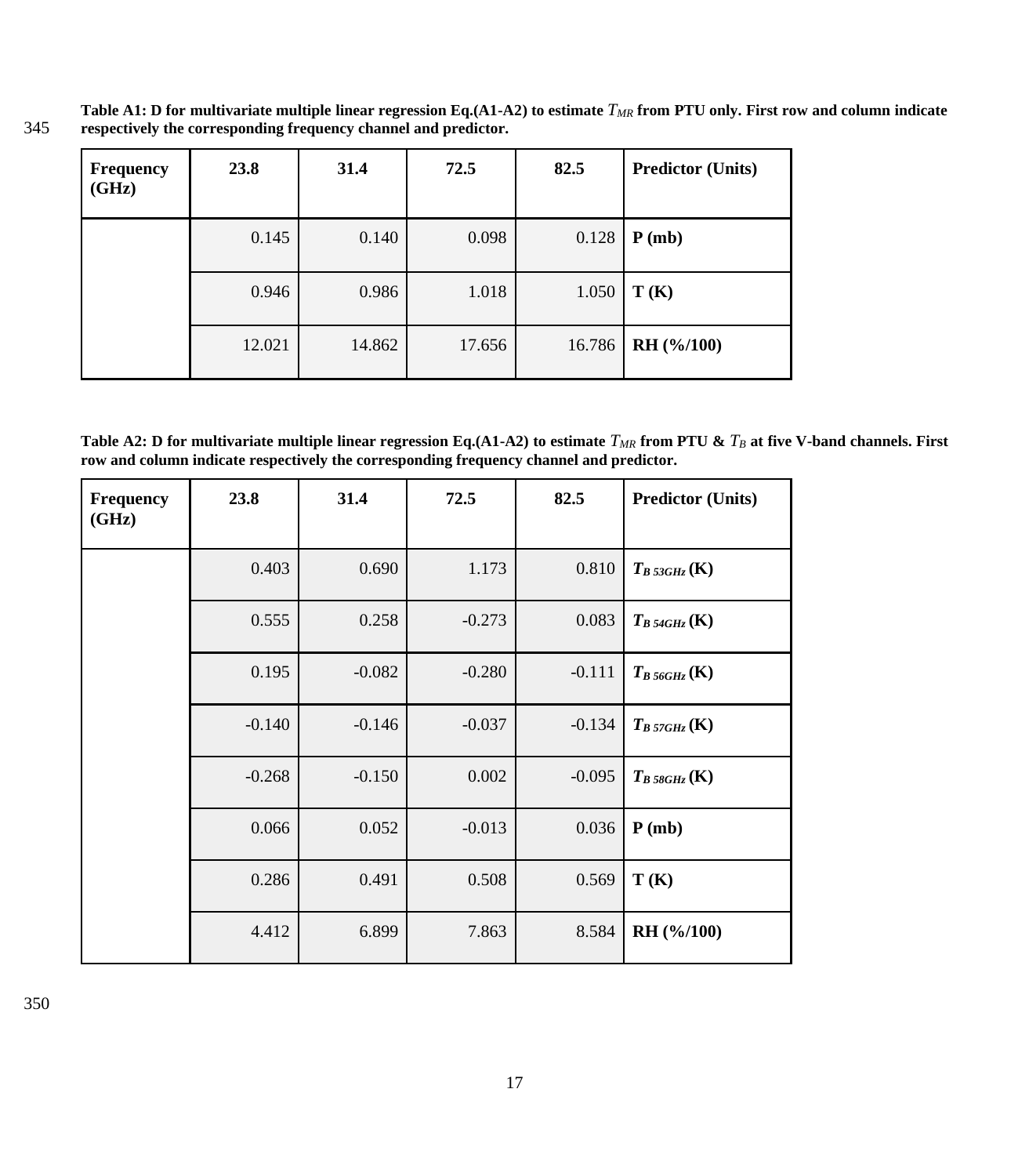**Table A1: D for multivariate multiple linear regression Eq.(A1-A2) to estimate $T_{MR}$ from PTU only. First row and column indicate respectively the corresponding frequency channel and predictor.**

| Frequency (GHz) | 23.8 | 31.4 | 72.5 | 82.5 | Predictor (Units) |
|---|---|---|---|---|---|
| | 0.145 | 0.140 | 0.098 | 0.128 | **P (mb)** |
| | 0.946 | 0.986 | 1.018 | 1.050 | **T (K)** |
| | 12.021 | 14.862 | 17.656 | 16.786 | **RH (%/100)** |

**Table A2: D for multivariate multiple linear regression Eq.(A1-A2) to estimate $T_{MR}$ from PTU & $T_B$ at five V-band channels. First row and column indicate respectively the corresponding frequency channel and predictor.**

| Frequency (GHz) | 23.8 | 31.4 | 72.5 | 82.5 | Predictor (Units) |
|---|---|---|---|---|---|
| | 0.403 | 0.690 | 1.173 | 0.810 | $T_{B\ 53GHz}$ **(K)** |
| | 0.555 | 0.258 | -0.273 | 0.083 | $T_{B\ 54GHz}$ **(K)** |
| | 0.195 | -0.082 | -0.280 | -0.111 | $T_{B\ 56GHz}$ **(K)** |
| | -0.140 | -0.146 | -0.037 | -0.134 | $T_{B\ 57GHz}$ **(K)** |
| | -0.268 | -0.150 | 0.002 | -0.095 | $T_{B\ 58GHz}$ **(K)** |
| | 0.066 | 0.052 | -0.013 | 0.036 | **P (mb)** |
| | 0.286 | 0.491 | 0.508 | 0.569 | **T (K)** |
| | 4.412 | 6.899 | 7.863 | 8.584 | **RH (%/100)** |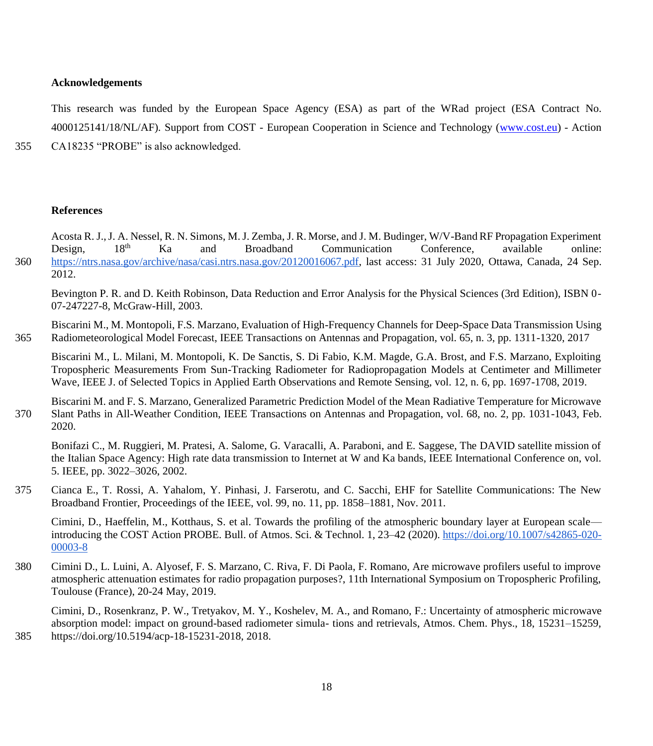## Acknowledgements

This research was funded by the European Space Agency (ESA) as part of the WRad project (ESA Contract No. 4000125141/18/NL/AF). Support from COST - European Cooperation in Science and Technology (www.cost.eu) - Action CA18235 "PROBE" is also acknowledged.

## References

Acosta R. J., J. A. Nessel, R. N. Simons, M. J. Zemba, J. R. Morse, and J. M. Budinger, W/V-Band RF Propagation Experiment Design, 18th Ka and Broadband Communication Conference, available online: https://ntrs.nasa.gov/archive/nasa/casi.ntrs.nasa.gov/20120016067.pdf, last access: 31 July 2020, Ottawa, Canada, 24 Sep. 2012.

Bevington P. R. and D. Keith Robinson, Data Reduction and Error Analysis for the Physical Sciences (3rd Edition), ISBN 0-07-247227-8, McGraw-Hill, 2003.

Biscarini M., M. Montopoli, F.S. Marzano, Evaluation of High-Frequency Channels for Deep-Space Data Transmission Using Radiometeorological Model Forecast, IEEE Transactions on Antennas and Propagation, vol. 65, n. 3, pp. 1311-1320, 2017

Biscarini M., L. Milani, M. Montopoli, K. De Sanctis, S. Di Fabio, K.M. Magde, G.A. Brost, and F.S. Marzano, Exploiting Tropospheric Measurements From Sun-Tracking Radiometer for Radiopropagation Models at Centimeter and Millimeter Wave, IEEE J. of Selected Topics in Applied Earth Observations and Remote Sensing, vol. 12, n. 6, pp. 1697-1708, 2019.

Biscarini M. and F. S. Marzano, Generalized Parametric Prediction Model of the Mean Radiative Temperature for Microwave Slant Paths in All-Weather Condition, IEEE Transactions on Antennas and Propagation, vol. 68, no. 2, pp. 1031-1043, Feb. 2020.

Bonifazi C., M. Ruggieri, M. Pratesi, A. Salome, G. Varacalli, A. Paraboni, and E. Saggese, The DAVID satellite mission of the Italian Space Agency: High rate data transmission to Internet at W and Ka bands, IEEE International Conference on, vol. 5. IEEE, pp. 3022–3026, 2002.

Cianca E., T. Rossi, A. Yahalom, Y. Pinhasi, J. Farserotu, and C. Sacchi, EHF for Satellite Communications: The New Broadband Frontier, Proceedings of the IEEE, vol. 99, no. 11, pp. 1858–1881, Nov. 2011.

Cimini, D., Haeffelin, M., Kotthaus, S. et al. Towards the profiling of the atmospheric boundary layer at European scale—introducing the COST Action PROBE. Bull. of Atmos. Sci. & Technol. 1, 23–42 (2020). https://doi.org/10.1007/s42865-020-00003-8

Cimini D., L. Luini, A. Alyosef, F. S. Marzano, C. Riva, F. Di Paola, F. Romano, Are microwave profilers useful to improve atmospheric attenuation estimates for radio propagation purposes?, 11th International Symposium on Tropospheric Profiling, Toulouse (France), 20-24 May, 2019.

Cimini, D., Rosenkranz, P. W., Tretyakov, M. Y., Koshelev, M. A., and Romano, F.: Uncertainty of atmospheric microwave absorption model: impact on ground-based radiometer simula- tions and retrievals, Atmos. Chem. Phys., 18, 15231–15259, https://doi.org/10.5194/acp-18-15231-2018, 2018.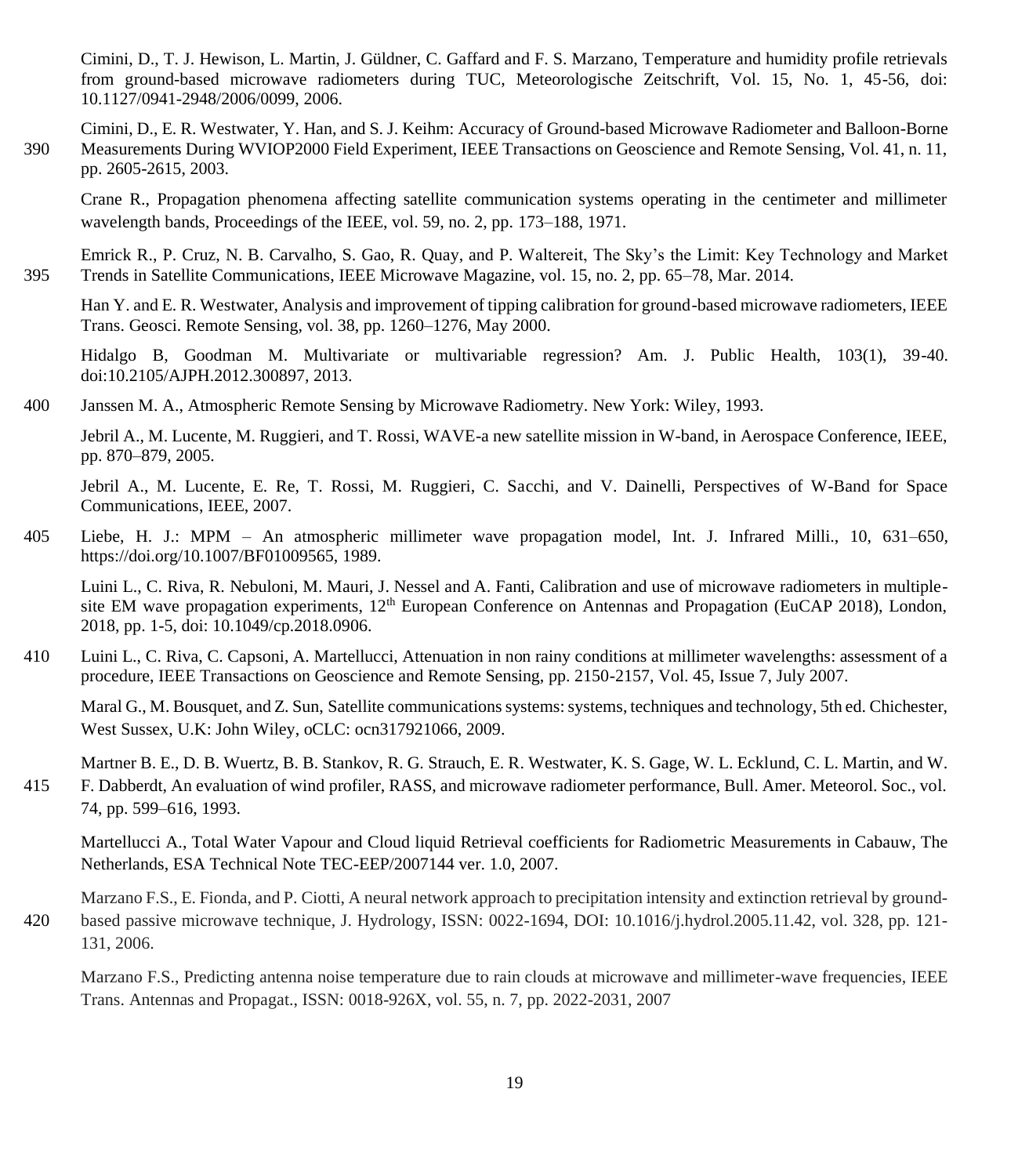Cimini, D., T. J. Hewison, L. Martin, J. Güldner, C. Gaffard and F. S. Marzano, Temperature and humidity profile retrievals from ground-based microwave radiometers during TUC, Meteorologische Zeitschrift, Vol. 15, No. 1, 45-56, doi: 10.1127/0941-2948/2006/0099, 2006.

Cimini, D., E. R. Westwater, Y. Han, and S. J. Keihm: Accuracy of Ground-based Microwave Radiometer and Balloon-Borne Measurements During WVIOP2000 Field Experiment, IEEE Transactions on Geoscience and Remote Sensing, Vol. 41, n. 11, pp. 2605-2615, 2003.

Crane R., Propagation phenomena affecting satellite communication systems operating in the centimeter and millimeter wavelength bands, Proceedings of the IEEE, vol. 59, no. 2, pp. 173–188, 1971.

Emrick R., P. Cruz, N. B. Carvalho, S. Gao, R. Quay, and P. Waltereit, The Sky's the Limit: Key Technology and Market Trends in Satellite Communications, IEEE Microwave Magazine, vol. 15, no. 2, pp. 65–78, Mar. 2014.

Han Y. and E. R. Westwater, Analysis and improvement of tipping calibration for ground-based microwave radiometers, IEEE Trans. Geosci. Remote Sensing, vol. 38, pp. 1260–1276, May 2000.

Hidalgo B, Goodman M. Multivariate or multivariable regression? Am. J. Public Health, 103(1), 39-40. doi:10.2105/AJPH.2012.300897, 2013.

Janssen M. A., Atmospheric Remote Sensing by Microwave Radiometry. New York: Wiley, 1993.

Jebril A., M. Lucente, M. Ruggieri, and T. Rossi, WAVE-a new satellite mission in W-band, in Aerospace Conference, IEEE, pp. 870–879, 2005.

Jebril A., M. Lucente, E. Re, T. Rossi, M. Ruggieri, C. Sacchi, and V. Dainelli, Perspectives of W-Band for Space Communications, IEEE, 2007.

Liebe, H. J.: MPM – An atmospheric millimeter wave propagation model, Int. J. Infrared Milli., 10, 631–650, https://doi.org/10.1007/BF01009565, 1989.

Luini L., C. Riva, R. Nebuloni, M. Mauri, J. Nessel and A. Fanti, Calibration and use of microwave radiometers in multiple-site EM wave propagation experiments, 12th European Conference on Antennas and Propagation (EuCAP 2018), London, 2018, pp. 1-5, doi: 10.1049/cp.2018.0906.

Luini L., C. Riva, C. Capsoni, A. Martellucci, Attenuation in non rainy conditions at millimeter wavelengths: assessment of a procedure, IEEE Transactions on Geoscience and Remote Sensing, pp. 2150-2157, Vol. 45, Issue 7, July 2007.

Maral G., M. Bousquet, and Z. Sun, Satellite communications systems: systems, techniques and technology, 5th ed. Chichester, West Sussex, U.K: John Wiley, oCLC: ocn317921066, 2009.

Martner B. E., D. B. Wuertz, B. B. Stankov, R. G. Strauch, E. R. Westwater, K. S. Gage, W. L. Ecklund, C. L. Martin, and W. F. Dabberdt, An evaluation of wind profiler, RASS, and microwave radiometer performance, Bull. Amer. Meteorol. Soc., vol. 74, pp. 599–616, 1993.

Martellucci A., Total Water Vapour and Cloud liquid Retrieval coefficients for Radiometric Measurements in Cabauw, The Netherlands, ESA Technical Note TEC-EEP/2007144 ver. 1.0, 2007.

Marzano F.S., E. Fionda, and P. Ciotti, A neural network approach to precipitation intensity and extinction retrieval by ground-based passive microwave technique, J. Hydrology, ISSN: 0022-1694, DOI: 10.1016/j.hydrol.2005.11.42, vol. 328, pp. 121-131, 2006.

Marzano F.S., Predicting antenna noise temperature due to rain clouds at microwave and millimeter-wave frequencies, IEEE Trans. Antennas and Propagat., ISSN: 0018-926X, vol. 55, n. 7, pp. 2022-2031, 2007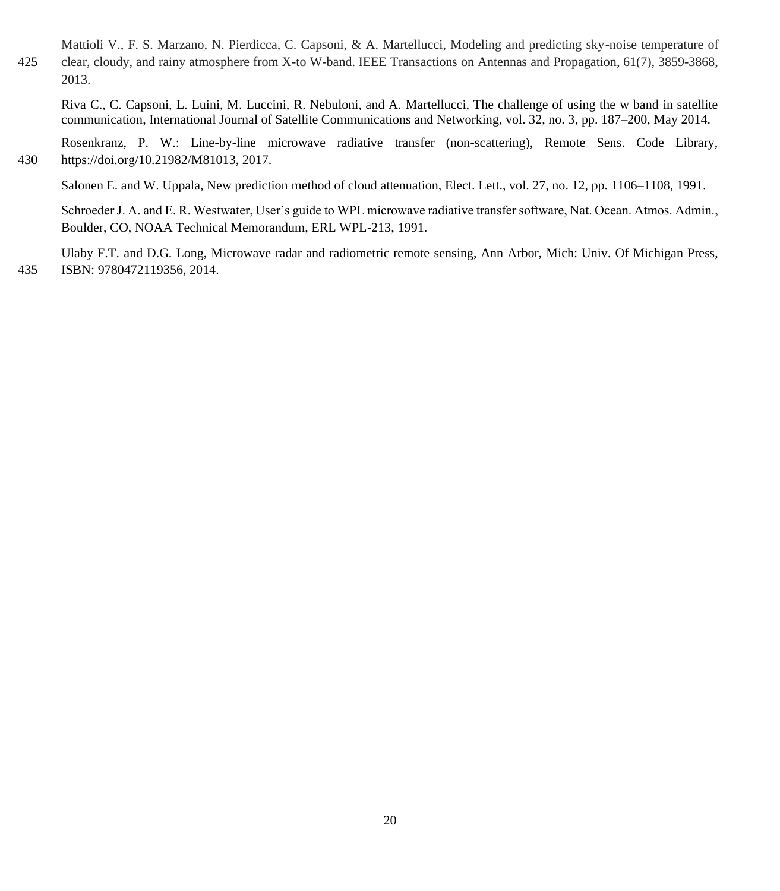Mattioli V., F. S. Marzano, N. Pierdicca, C. Capsoni, & A. Martellucci, Modeling and predicting sky-noise temperature of clear, cloudy, and rainy atmosphere from X-to W-band. IEEE Transactions on Antennas and Propagation, 61(7), 3859-3868, 2013.

Riva C., C. Capsoni, L. Luini, M. Luccini, R. Nebuloni, and A. Martellucci, The challenge of using the w band in satellite communication, International Journal of Satellite Communications and Networking, vol. 32, no. 3, pp. 187–200, May 2014.

Rosenkranz, P. W.: Line-by-line microwave radiative transfer (non-scattering), Remote Sens. Code Library, https://doi.org/10.21982/M81013, 2017.

Salonen E. and W. Uppala, New prediction method of cloud attenuation, Elect. Lett., vol. 27, no. 12, pp. 1106–1108, 1991.

Schroeder J. A. and E. R. Westwater, User's guide to WPL microwave radiative transfer software, Nat. Ocean. Atmos. Admin., Boulder, CO, NOAA Technical Memorandum, ERL WPL-213, 1991.

Ulaby F.T. and D.G. Long, Microwave radar and radiometric remote sensing, Ann Arbor, Mich: Univ. Of Michigan Press, ISBN: 9780472119356, 2014.